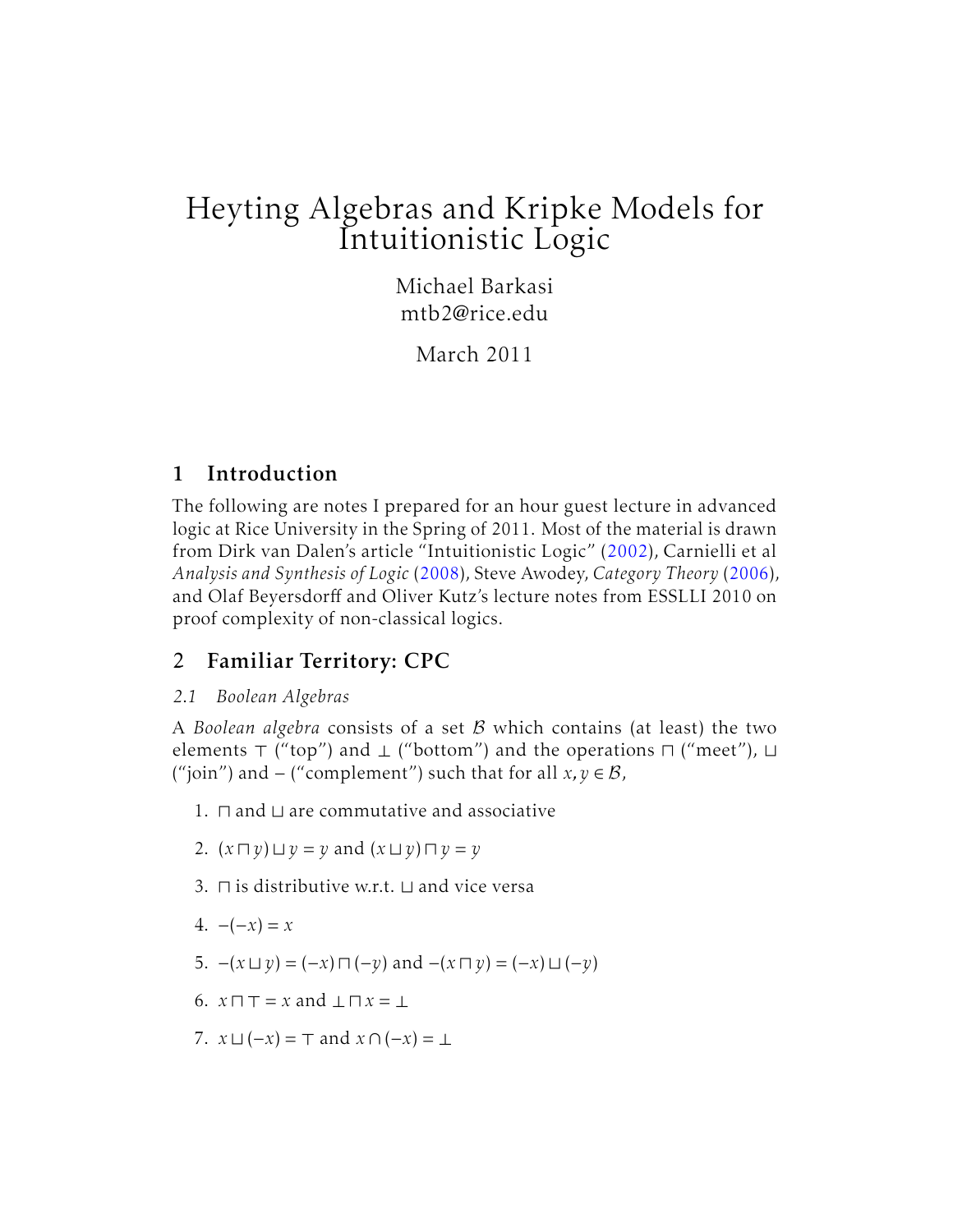# Heyting Algebras and Kripke Models for Intuitionistic Logic

Michael Barkasi
mtb2@rice.edu

March 2011

## 1 Introduction

The following are notes I prepared for an hour guest lecture in advanced logic at Rice University in the Spring of 2011. Most of the material is drawn from Dirk van Dalen's article "Intuitionistic Logic" (2002), Carnielli et al *Analysis and Synthesis of Logic* (2008), Steve Awodey, *Category Theory* (2006), and Olaf Beyersdorff and Oliver Kutz's lecture notes from ESSLLI 2010 on proof complexity of non-classical logics.

## 2 Familiar Territory: CPC

### 2.1 Boolean Algebras

A *Boolean algebra* consists of a set $\mathcal{B}$ which contains (at least) the two elements $\top$ ("top") and $\bot$ ("bottom") and the operations $\sqcap$ ("meet"), $\sqcup$ ("join") and $-$ ("complement") such that for all $x, y \in \mathcal{B}$,

1. $\sqcap$ and $\sqcup$ are commutative and associative
2. $(x \sqcap y) \sqcup y = y$ and $(x \sqcup y) \sqcap y = y$
3. $\sqcap$ is distributive w.r.t. $\sqcup$ and vice versa
4. $-(-x) = x$
5. $-(x \sqcup y) = (-x) \sqcap (-y)$ and $-(x \sqcap y) = (-x) \sqcup (-y)$
6. $x \sqcap \top = x$ and $\bot \sqcap x = \bot$
7. $x \sqcup (-x) = \top$ and $x \cap (-x) = \bot$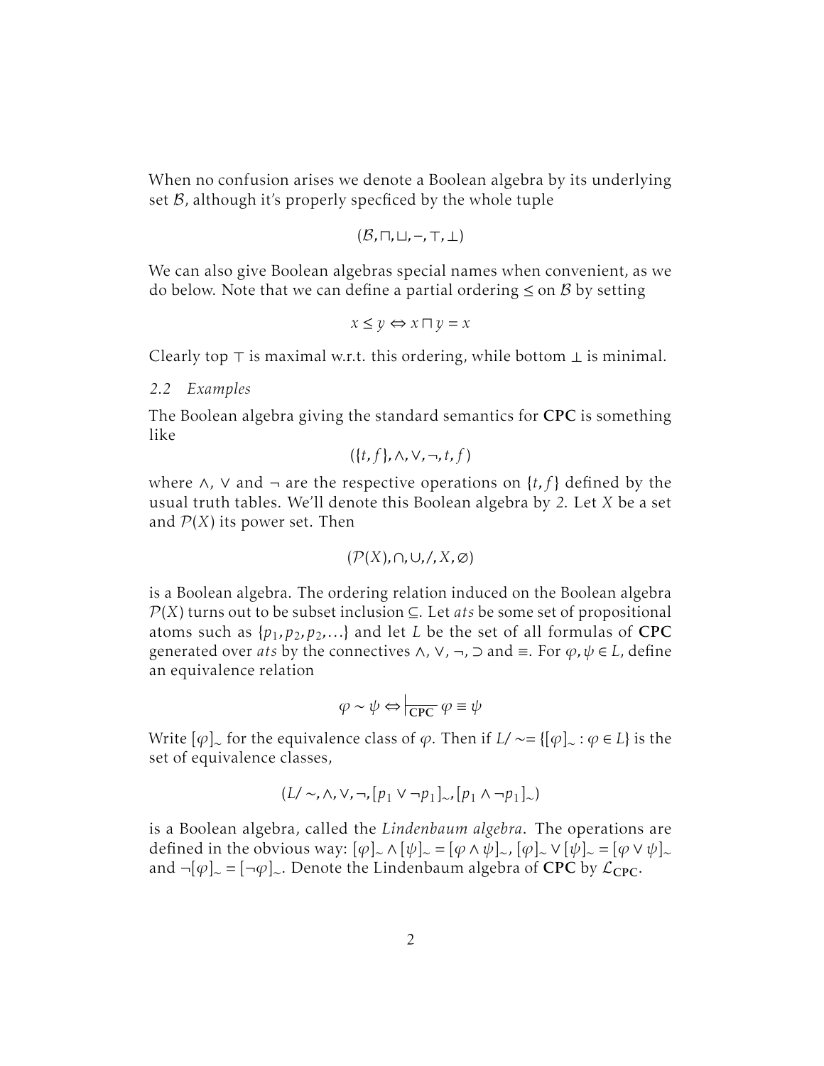When no confusion arises we denote a Boolean algebra by its underlying set $\mathcal{B}$, although it's properly specficed by the whole tuple

$$(\mathcal{B}, \sqcap, \sqcup, -, \top, \bot)$$

We can also give Boolean algebras special names when convenient, as we do below. Note that we can define a partial ordering $\leq$ on $\mathcal{B}$ by setting

$$x \leq y \Leftrightarrow x \sqcap y = x$$

Clearly top $\top$ is maximal w.r.t. this ordering, while bottom $\bot$ is minimal.

### 2.2 Examples

The Boolean algebra giving the standard semantics for **CPC** is something like

$$(\{t, f\}, \wedge, \vee, \neg, t, f)$$

where $\wedge$, $\vee$ and $\neg$ are the respective operations on $\{t, f\}$ defined by the usual truth tables. We'll denote this Boolean algebra by *2*. Let $X$ be a set and $\mathcal{P}(X)$ its power set. Then

$$(\mathcal{P}(X), \cap, \cup, /, X, \varnothing)$$

is a Boolean algebra. The ordering relation induced on the Boolean algebra $\mathcal{P}(X)$ turns out to be subset inclusion $\subseteq$. Let *ats* be some set of propositional atoms such as $\{p_1, p_2, p_2, \ldots\}$ and let $L$ be the set of all formulas of **CPC** generated over *ats* by the connectives $\wedge$, $\vee$, $\neg$, $\supset$ and $\equiv$. For $\varphi, \psi \in L$, define an equivalence relation

$$\varphi \sim \psi \Leftrightarrow \vdash_{\mathbf{CPC}} \varphi \equiv \psi$$

Write $[\varphi]_\sim$ for the equivalence class of $\varphi$. Then if $L/\sim = \{[\varphi]_\sim : \varphi \in L\}$ is the set of equivalence classes,

$$(L/\sim, \wedge, \vee, \neg, [p_1 \vee \neg p_1]_\sim, [p_1 \wedge \neg p_1]_\sim)$$

is a Boolean algebra, called the *Lindenbaum algebra*. The operations are defined in the obvious way: $[\varphi]_\sim \wedge [\psi]_\sim = [\varphi \wedge \psi]_\sim$, $[\varphi]_\sim \vee [\psi]_\sim = [\varphi \vee \psi]_\sim$ and $\neg[\varphi]_\sim = [\neg\varphi]_\sim$. Denote the Lindenbaum algebra of **CPC** by $\mathcal{L}_{\mathbf{CPC}}$.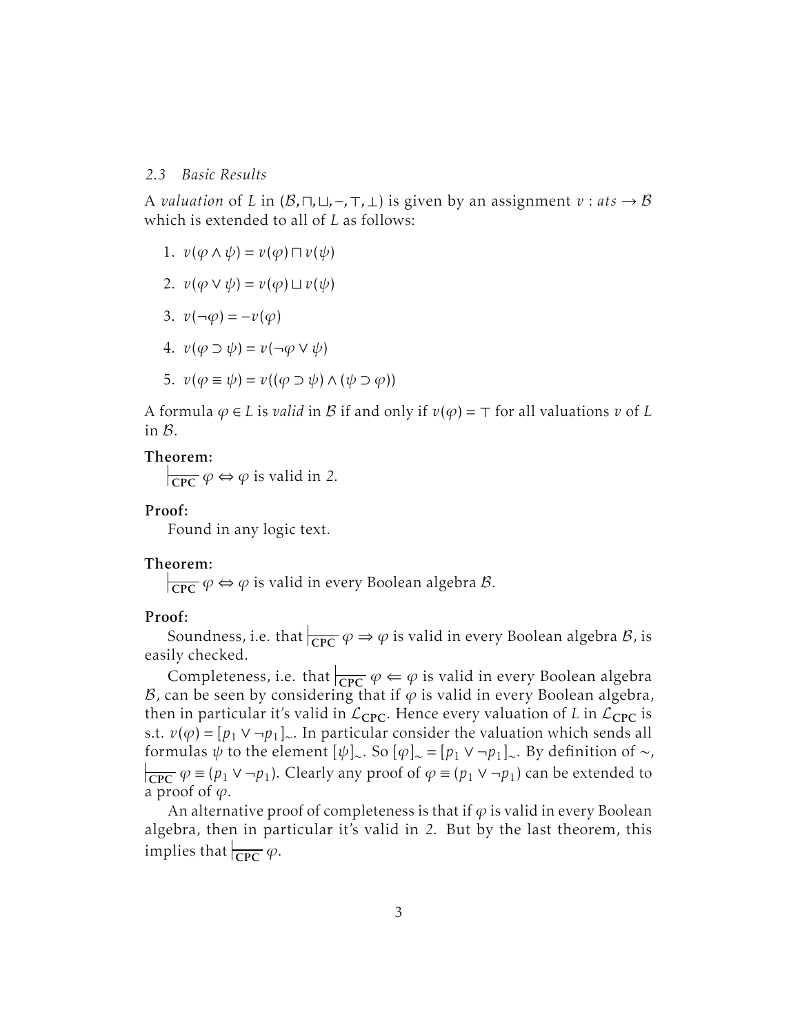## 2.3 Basic Results

A *valuation* of $L$ in $(\mathcal{B}, \sqcap, \sqcup, -, \top, \bot)$ is given by an assignment $v : ats \to \mathcal{B}$ which is extended to all of $L$ as follows:

1. $v(\varphi \wedge \psi) = v(\varphi) \sqcap v(\psi)$
2. $v(\varphi \vee \psi) = v(\varphi) \sqcup v(\psi)$
3. $v(\neg\varphi) = -v(\varphi)$
4. $v(\varphi \supset \psi) = v(\neg\varphi \vee \psi)$
5. $v(\varphi \equiv \psi) = v((\varphi \supset \psi) \wedge (\psi \supset \varphi))$

A formula $\varphi \in L$ is *valid* in $\mathcal{B}$ if and only if $v(\varphi) = \top$ for all valuations $v$ of $L$ in $\mathcal{B}$.

**Theorem:**
$\vdash_{\mathbf{CPC}} \varphi \Leftrightarrow \varphi$ is valid in *2*.

**Proof:**
Found in any logic text.

**Theorem:**
$\vdash_{\mathbf{CPC}} \varphi \Leftrightarrow \varphi$ is valid in every Boolean algebra $\mathcal{B}$.

**Proof:**
Soundness, i.e. that $\vdash_{\mathbf{CPC}} \varphi \Rightarrow \varphi$ is valid in every Boolean algebra $\mathcal{B}$, is easily checked.

Completeness, i.e. that $\vdash_{\mathbf{CPC}} \varphi \Leftarrow \varphi$ is valid in every Boolean algebra $\mathcal{B}$, can be seen by considering that if $\varphi$ is valid in every Boolean algebra, then in particular it's valid in $\mathcal{L}_{\mathbf{CPC}}$. Hence every valuation of $L$ in $\mathcal{L}_{\mathbf{CPC}}$ is s.t. $v(\varphi) = [p_1 \vee \neg p_1]_\sim$. In particular consider the valuation which sends all formulas $\psi$ to the element $[\psi]_\sim$. So $[\varphi]_\sim = [p_1 \vee \neg p_1]_\sim$. By definition of $\sim$, $\vdash_{\mathbf{CPC}} \varphi \equiv (p_1 \vee \neg p_1)$. Clearly any proof of $\varphi \equiv (p_1 \vee \neg p_1)$ can be extended to a proof of $\varphi$.

An alternative proof of completeness is that if $\varphi$ is valid in every Boolean algebra, then in particular it's valid in *2*. But by the last theorem, this implies that $\vdash_{\mathbf{CPC}} \varphi$.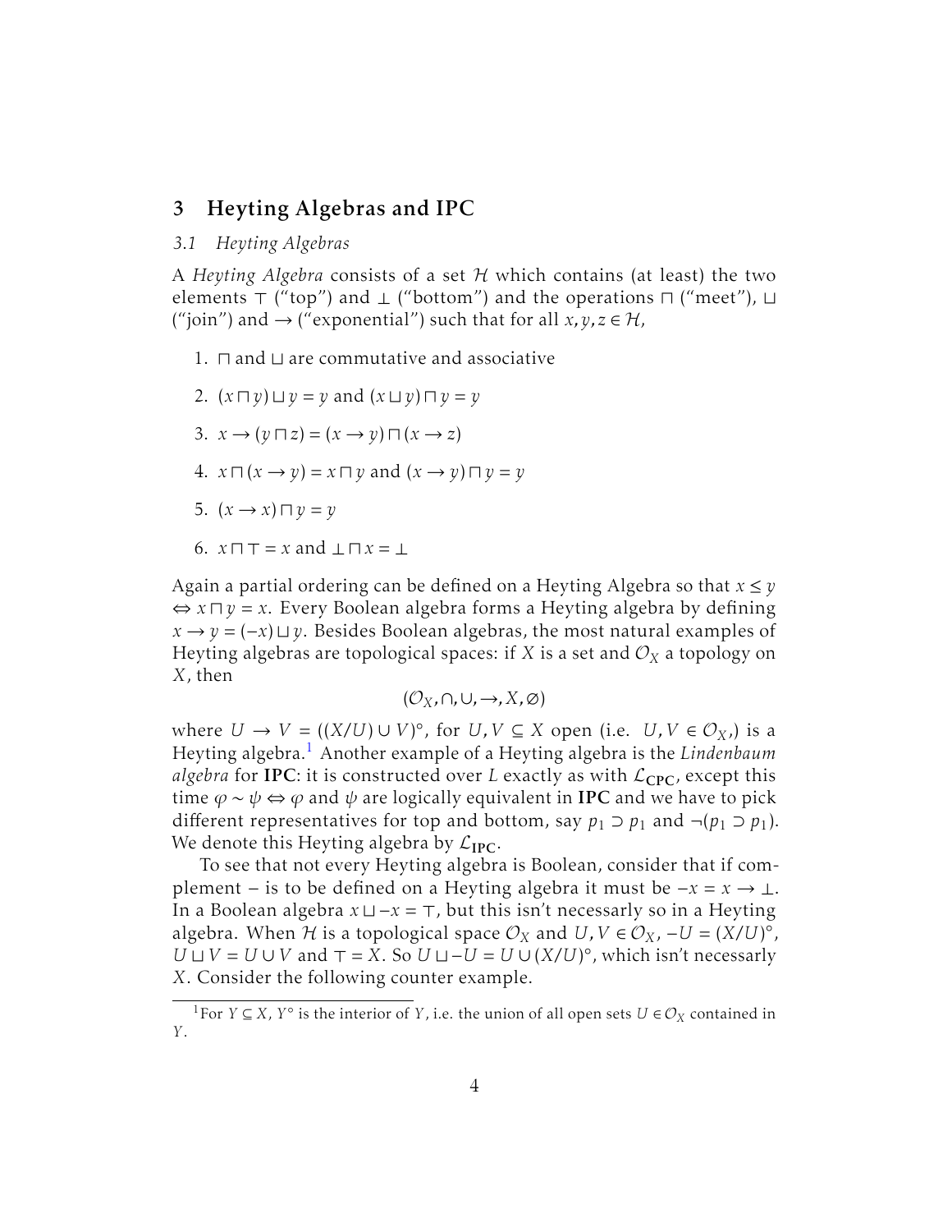## 3 Heyting Algebras and IPC

### 3.1 Heyting Algebras

A *Heyting Algebra* consists of a set $\mathcal{H}$ which contains (at least) the two elements $\top$ ("top") and $\bot$ ("bottom") and the operations $\sqcap$ ("meet"), $\sqcup$ ("join") and $\to$ ("exponential") such that for all $x, y, z \in \mathcal{H}$,

1. $\sqcap$ and $\sqcup$ are commutative and associative
2. $(x \sqcap y) \sqcup y = y$ and $(x \sqcup y) \sqcap y = y$
3. $x \to (y \sqcap z) = (x \to y) \sqcap (x \to z)$
4. $x \sqcap (x \to y) = x \sqcap y$ and $(x \to y) \sqcap y = y$
5. $(x \to x) \sqcap y = y$
6. $x \sqcap \top = x$ and $\bot \sqcap x = \bot$

Again a partial ordering can be defined on a Heyting Algebra so that $x \leq y \Leftrightarrow x \sqcap y = x$. Every Boolean algebra forms a Heyting algebra by defining $x \to y = (-x) \sqcup y$. Besides Boolean algebras, the most natural examples of Heyting algebras are topological spaces: if $X$ is a set and $\mathcal{O}_X$ a topology on $X$, then

$$(\mathcal{O}_X, \cap, \cup, \to, X, \varnothing)$$

where $U \to V = ((X/U) \cup V)^\circ$, for $U, V \subseteq X$ open (i.e. $U, V \in \mathcal{O}_X$,) is a Heyting algebra.[1] Another example of a Heyting algebra is the *Lindenbaum algebra* for **IPC**: it is constructed over $L$ exactly as with $\mathcal{L}_{\mathbf{CPC}}$, except this time $\varphi \sim \psi \Leftrightarrow \varphi$ and $\psi$ are logically equivalent in **IPC** and we have to pick different representatives for top and bottom, say $p_1 \supset p_1$ and $\neg(p_1 \supset p_1)$. We denote this Heyting algebra by $\mathcal{L}_{\mathbf{IPC}}$.

To see that not every Heyting algebra is Boolean, consider that if complement $-$ is to be defined on a Heyting algebra it must be $-x = x \to \bot$. In a Boolean algebra $x \sqcup -x = \top$, but this isn't necessarly so in a Heyting algebra. When $\mathcal{H}$ is a topological space $\mathcal{O}_X$ and $U, V \in \mathcal{O}_X$, $-U = (X/U)^\circ$, $U \sqcup V = U \cup V$ and $\top = X$. So $U \sqcup -U = U \cup (X/U)^\circ$, which isn't necessarly $X$. Consider the following counter example.

[1] For $Y \subseteq X$, $Y^\circ$ is the interior of $Y$, i.e. the union of all open sets $U \in \mathcal{O}_X$ contained in $Y$.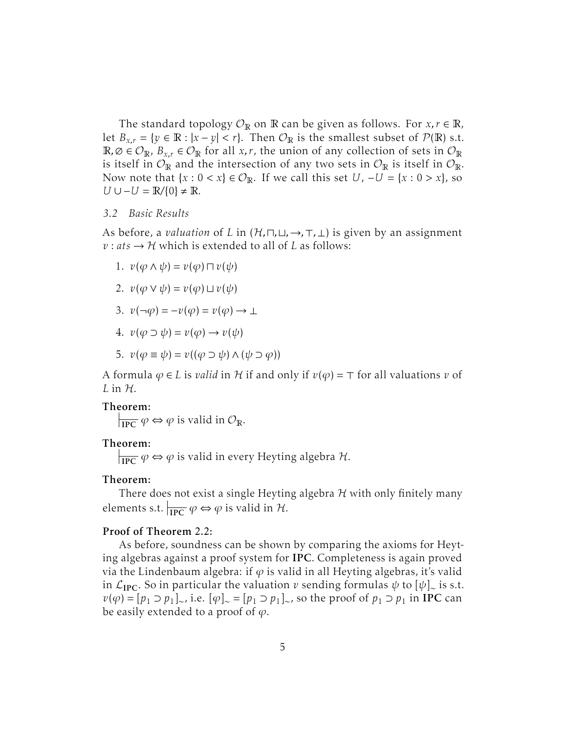The standard topology $\mathcal{O}_{\mathbb{R}}$ on $\mathbb{R}$ can be given as follows. For $x, r \in \mathbb{R}$, let $B_{x,r} = \{y \in \mathbb{R} : |x - y| < r\}$. Then $\mathcal{O}_{\mathbb{R}}$ is the smallest subset of $\mathcal{P}(\mathbb{R})$ s.t. $\mathbb{R}, \varnothing \in \mathcal{O}_{\mathbb{R}}$, $B_{x,r} \in \mathcal{O}_{\mathbb{R}}$ for all $x, r$, the union of any collection of sets in $\mathcal{O}_{\mathbb{R}}$ is itself in $\mathcal{O}_{\mathbb{R}}$ and the intersection of any two sets in $\mathcal{O}_{\mathbb{R}}$ is itself in $\mathcal{O}_{\mathbb{R}}$. Now note that $\{x : 0 < x\} \in \mathcal{O}_{\mathbb{R}}$. If we call this set $U$, $-U = \{x : 0 > x\}$, so $U \cup -U = \mathbb{R}/\{0\} \neq \mathbb{R}$.

### 3.2 *Basic Results*

As before, a *valuation* of $L$ in $(\mathcal{H}, \sqcap, \sqcup, \rightarrow, \top, \bot)$ is given by an assignment $v : ats \rightarrow \mathcal{H}$ which is extended to all of $L$ as follows:

1. $v(\varphi \wedge \psi) = v(\varphi) \sqcap v(\psi)$
2. $v(\varphi \vee \psi) = v(\varphi) \sqcup v(\psi)$
3. $v(\neg\varphi) = -v(\varphi) = v(\varphi) \rightarrow \bot$
4. $v(\varphi \supset \psi) = v(\varphi) \rightarrow v(\psi)$
5. $v(\varphi \equiv \psi) = v((\varphi \supset \psi) \wedge (\psi \supset \varphi))$

A formula $\varphi \in L$ is *valid* in $\mathcal{H}$ if and only if $v(\varphi) = \top$ for all valuations $v$ of $L$ in $\mathcal{H}$.

**Theorem:**
$\vdash_{\mathbf{IPC}} \varphi \Leftrightarrow \varphi$ is valid in $\mathcal{O}_{\mathbb{R}}$.

**Theorem:**
$\vdash_{\mathbf{IPC}} \varphi \Leftrightarrow \varphi$ is valid in every Heyting algebra $\mathcal{H}$.

**Theorem:**
There does not exist a single Heyting algebra $\mathcal{H}$ with only finitely many elements s.t. $\vdash_{\mathbf{IPC}} \varphi \Leftrightarrow \varphi$ is valid in $\mathcal{H}$.

**Proof of Theorem 2.2:**
As before, soundness can be shown by comparing the axioms for Heyting algebras against a proof system for **IPC**. Completeness is again proved via the Lindenbaum algebra: if $\varphi$ is valid in all Heyting algebras, it's valid in $\mathcal{L}_{\mathbf{IPC}}$. So in particular the valuation $v$ sending formulas $\psi$ to $[\psi]_{\sim}$ is s.t. $v(\varphi) = [p_1 \supset p_1]_{\sim}$, i.e. $[\varphi]_{\sim} = [p_1 \supset p_1]_{\sim}$, so the proof of $p_1 \supset p_1$ in **IPC** can be easily extended to a proof of $\varphi$.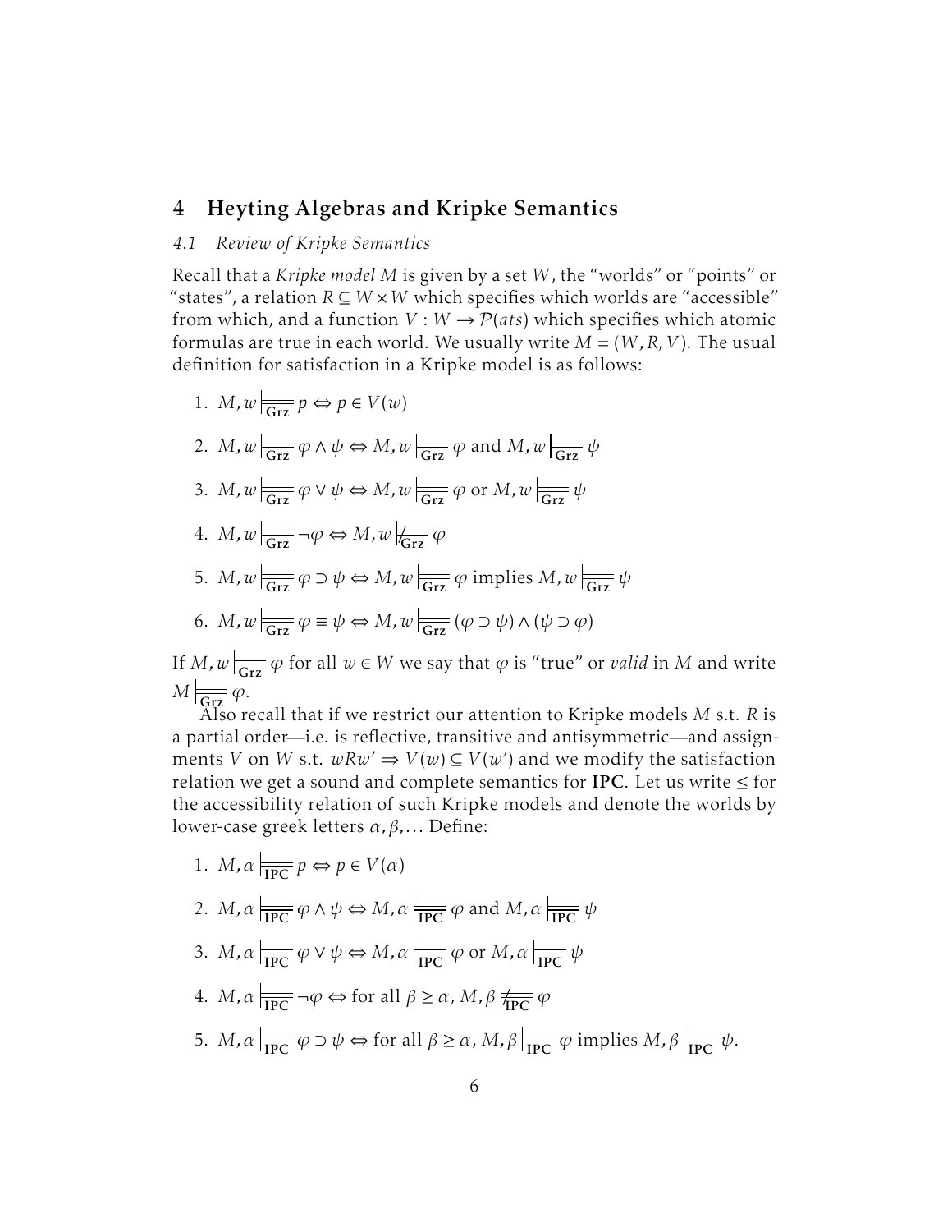# 4 Heyting Algebras and Kripke Semantics

## 4.1 Review of Kripke Semantics

Recall that a *Kripke model* $M$ is given by a set $W$, the "worlds" or "points" or "states", a relation $R \subseteq W \times W$ which specifies which worlds are "accessible" from which, and a function $V : W \to \mathcal{P}(ats)$ which specifies which atomic formulas are true in each world. We usually write $M = (W, R, V)$. The usual definition for satisfaction in a Kripke model is as follows:

1. $M, w \models_{\mathbf{Grz}} p \Leftrightarrow p \in V(w)$
2. $M, w \models_{\mathbf{Grz}} \varphi \wedge \psi \Leftrightarrow M, w \models_{\mathbf{Grz}} \varphi$ and $M, w \models_{\mathbf{Grz}} \psi$
3. $M, w \models_{\mathbf{Grz}} \varphi \vee \psi \Leftrightarrow M, w \models_{\mathbf{Grz}} \varphi$ or $M, w \models_{\mathbf{Grz}} \psi$
4. $M, w \models_{\mathbf{Grz}} \neg\varphi \Leftrightarrow M, w \not\models_{\mathbf{Grz}} \varphi$
5. $M, w \models_{\mathbf{Grz}} \varphi \supset \psi \Leftrightarrow M, w \models_{\mathbf{Grz}} \varphi$ implies $M, w \models_{\mathbf{Grz}} \psi$
6. $M, w \models_{\mathbf{Grz}} \varphi \equiv \psi \Leftrightarrow M, w \models_{\mathbf{Grz}} (\varphi \supset \psi) \wedge (\psi \supset \varphi)$

If $M, w \models_{\mathbf{Grz}} \varphi$ for all $w \in W$ we say that $\varphi$ is "true" or *valid* in $M$ and write $M \models_{\mathbf{Grz}} \varphi$.

Also recall that if we restrict our attention to Kripke models $M$ s.t. $R$ is a partial order—i.e. is reflective, transitive and antisymmetric—and assignments $V$ on $W$ s.t. $wRw' \Rightarrow V(w) \subseteq V(w')$ and we modify the satisfaction relation we get a sound and complete semantics for **IPC**. Let us write $\leq$ for the accessibility relation of such Kripke models and denote the worlds by lower-case greek letters $\alpha, \beta, \ldots$ Define:

1. $M, \alpha \models_{\mathbf{IPC}} p \Leftrightarrow p \in V(\alpha)$
2. $M, \alpha \models_{\mathbf{IPC}} \varphi \wedge \psi \Leftrightarrow M, \alpha \models_{\mathbf{IPC}} \varphi$ and $M, \alpha \models_{\mathbf{IPC}} \psi$
3. $M, \alpha \models_{\mathbf{IPC}} \varphi \vee \psi \Leftrightarrow M, \alpha \models_{\mathbf{IPC}} \varphi$ or $M, \alpha \models_{\mathbf{IPC}} \psi$
4. $M, \alpha \models_{\mathbf{IPC}} \neg\varphi \Leftrightarrow$ for all $\beta \geq \alpha$, $M, \beta \not\models_{\mathbf{IPC}} \varphi$
5. $M, \alpha \models_{\mathbf{IPC}} \varphi \supset \psi \Leftrightarrow$ for all $\beta \geq \alpha$, $M, \beta \models_{\mathbf{IPC}} \varphi$ implies $M, \beta \models_{\mathbf{IPC}} \psi$.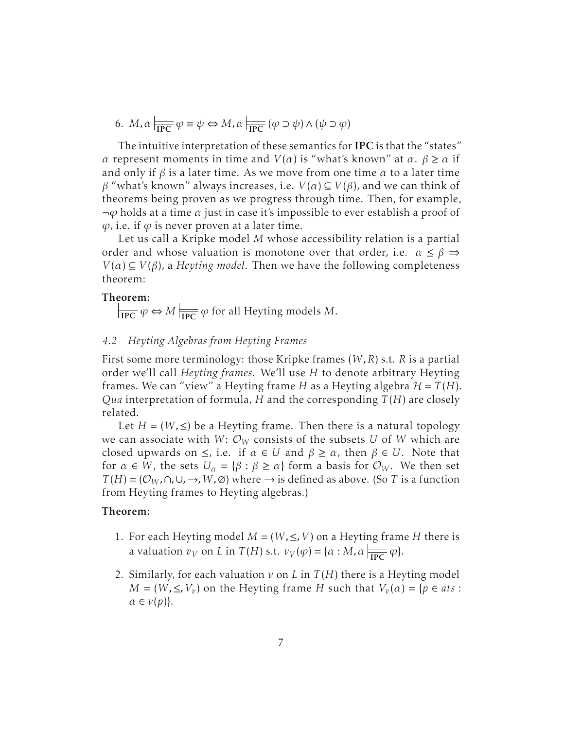6. $M, \alpha \models_{\mathbf{IPC}} \varphi \equiv \psi \Leftrightarrow M, \alpha \models_{\mathbf{IPC}} (\varphi \supset \psi) \wedge (\psi \supset \varphi)$

The intuitive interpretation of these semantics for **IPC** is that the "states" $\alpha$ represent moments in time and $V(\alpha)$ is "what's known" at $\alpha$. $\beta \geq \alpha$ if and only if $\beta$ is a later time. As we move from one time $\alpha$ to a later time $\beta$ "what's known" always increases, i.e. $V(\alpha) \subseteq V(\beta)$, and we can think of theorems being proven as we progress through time. Then, for example, $\neg\varphi$ holds at a time $\alpha$ just in case it's impossible to ever establish a proof of $\varphi$, i.e. if $\varphi$ is never proven at a later time.

Let us call a Kripke model $M$ whose accessibility relation is a partial order and whose valuation is monotone over that order, i.e. $\alpha \leq \beta \Rightarrow V(\alpha) \subseteq V(\beta)$, a *Heyting model*. Then we have the following completeness theorem:

**Theorem:**

$\models_{\mathbf{IPC}} \varphi \Leftrightarrow M \models_{\mathbf{IPC}} \varphi$ for all Heyting models $M$.

### 4.2 Heyting Algebras from Heyting Frames

First some more terminology: those Kripke frames $(W, R)$ s.t. $R$ is a partial order we'll call *Heyting frames*. We'll use $H$ to denote arbitrary Heyting frames. We can "view" a Heyting frame $H$ as a Heyting algebra $\mathcal{H} = T(H)$. *Qua* interpretation of formula, $H$ and the corresponding $T(H)$ are closely related.

Let $H = (W, \leq)$ be a Heyting frame. Then there is a natural topology we can associate with $W$: $\mathcal{O}_W$ consists of the subsets $U$ of $W$ which are closed upwards on $\leq$, i.e. if $\alpha \in U$ and $\beta \geq \alpha$, then $\beta \in U$. Note that for $\alpha \in W$, the sets $U_\alpha = \{\beta : \beta \geq \alpha\}$ form a basis for $\mathcal{O}_W$. We then set $T(H) = (\mathcal{O}_W, \cap, \cup, \rightarrow, W, \varnothing)$ where $\rightarrow$ is defined as above. (So $T$ is a function from Heyting frames to Heyting algebras.)

**Theorem:**

1. For each Heyting model $M = (W, \leq, V)$ on a Heyting frame $H$ there is a valuation $v_V$ on $L$ in $T(H)$ s.t. $v_V(\varphi) = \{\alpha : M, \alpha \models_{\mathbf{IPC}} \varphi\}$.
2. Similarly, for each valuation $v$ on $L$ in $T(H)$ there is a Heyting model $M = (W, \leq, V_v)$ on the Heyting frame $H$ such that $V_v(\alpha) = \{p \in ats : \alpha \in v(p)\}$.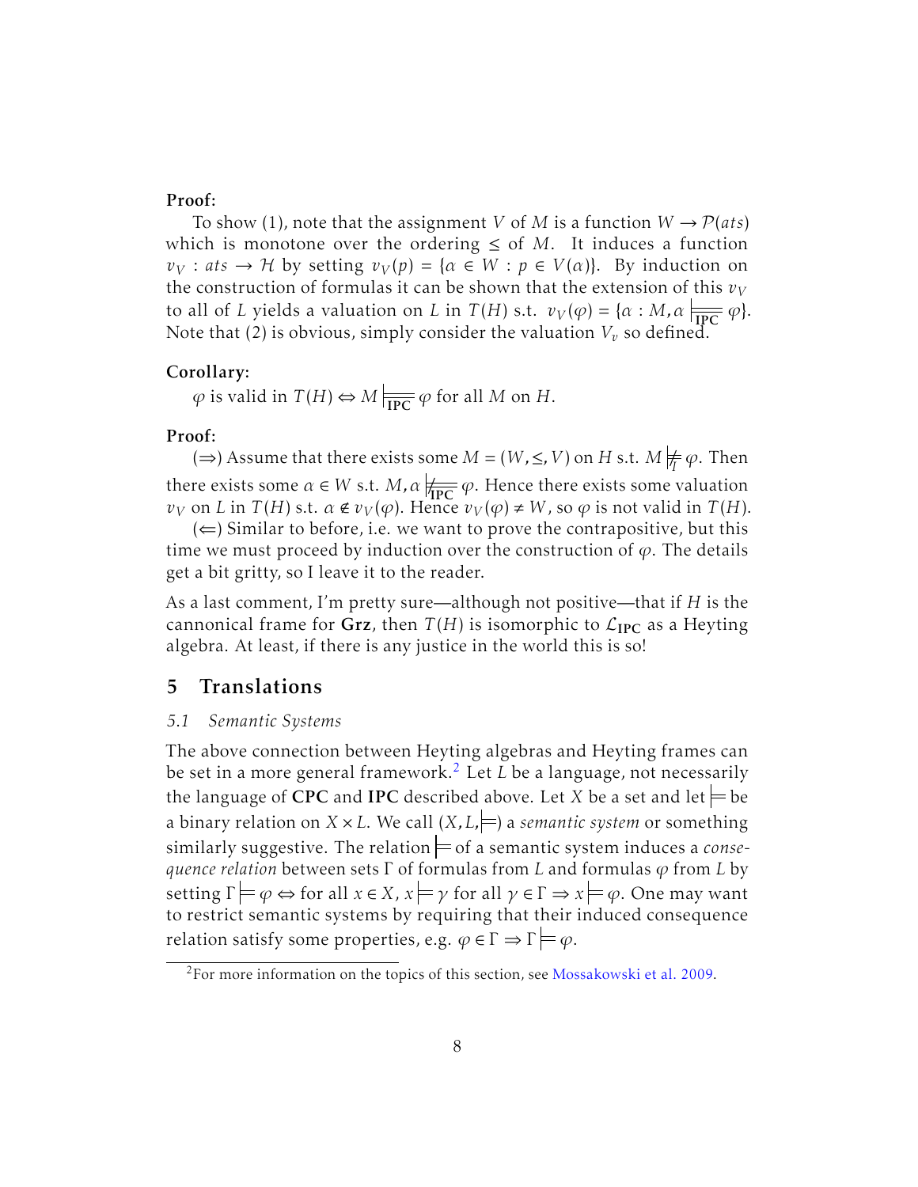**Proof:**

To show (1), note that the assignment $V$ of $M$ is a function $W \to \mathcal{P}(ats)$ which is monotone over the ordering $\leq$ of $M$. It induces a function $v_V : ats \to \mathcal{H}$ by setting $v_V(p) = \{\alpha \in W : p \in V(\alpha)\}$. By induction on the construction of formulas it can be shown that the extension of this $v_V$ to all of $L$ yields a valuation on $L$ in $T(H)$ s.t. $v_V(\varphi) = \{\alpha : M, \alpha \models_{\mathbf{IPC}} \varphi\}$. Note that (2) is obvious, simply consider the valuation $V_v$ so defined.

**Corollary:**

$\varphi$ is valid in $T(H) \Leftrightarrow M \models_{\mathbf{IPC}} \varphi$ for all $M$ on $H$.

**Proof:**

($\Rightarrow$) Assume that there exists some $M = (W, \leq, V)$ on $H$ s.t. $M \not\models_{I} \varphi$. Then there exists some $\alpha \in W$ s.t. $M, \alpha \not\models_{\mathbf{IPC}} \varphi$. Hence there exists some valuation $v_V$ on $L$ in $T(H)$ s.t. $\alpha \notin v_V(\varphi)$. Hence $v_V(\varphi) \neq W$, so $\varphi$ is not valid in $T(H)$.

($\Leftarrow$) Similar to before, i.e. we want to prove the contrapositive, but this time we must proceed by induction over the construction of $\varphi$. The details get a bit gritty, so I leave it to the reader.

As a last comment, I'm pretty sure—although not positive—that if $H$ is the cannonical frame for **Grz**, then $T(H)$ is isomorphic to $\mathcal{L}_{\mathbf{IPC}}$ as a Heyting algebra. At least, if there is any justice in the world this is so!

## 5 Translations

### 5.1 Semantic Systems

The above connection between Heyting algebras and Heyting frames can be set in a more general framework.[2] Let $L$ be a language, not necessarily the language of **CPC** and **IPC** described above. Let $X$ be a set and let $\models$ be a binary relation on $X \times L$. We call $(X, L, \models)$ a *semantic system* or something similarly suggestive. The relation $\models$ of a semantic system induces a *consequence relation* between sets $\Gamma$ of formulas from $L$ and formulas $\varphi$ from $L$ by setting $\Gamma \models \varphi \Leftrightarrow$ for all $x \in X$, $x \models \gamma$ for all $\gamma \in \Gamma \Rightarrow x \models \varphi$. One may want to restrict semantic systems by requiring that their induced consequence relation satisfy some properties, e.g. $\varphi \in \Gamma \Rightarrow \Gamma \models \varphi$.

[2] For more information on the topics of this section, see Mossakowski et al. 2009.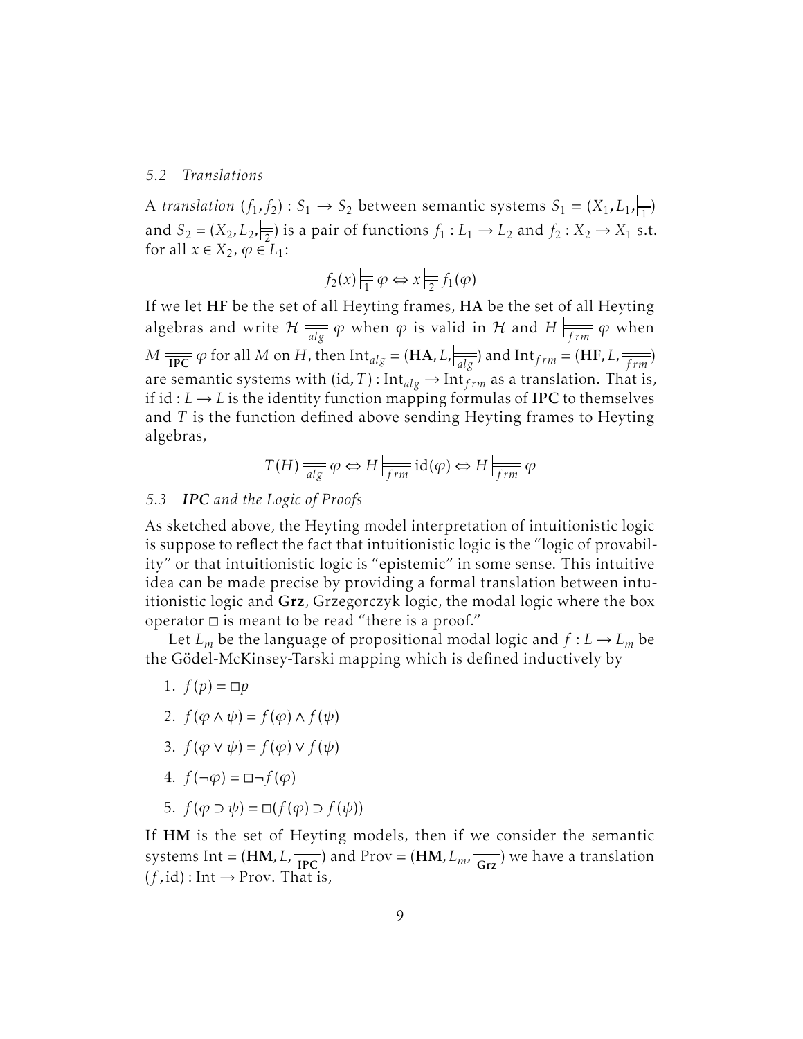### 5.2 Translations

A *translation* $(f_1, f_2) : S_1 \to S_2$ between semantic systems $S_1 = (X_1, L_1, \models_1)$ and $S_2 = (X_2, L_2, \models_2)$ is a pair of functions $f_1 : L_1 \to L_2$ and $f_2 : X_2 \to X_1$ s.t. for all $x \in X_2$, $\varphi \in L_1$:

$$f_2(x) \models_1 \varphi \Leftrightarrow x \models_2 f_1(\varphi)$$

If we let **HF** be the set of all Heyting frames, **HA** be the set of all Heyting algebras and write $\mathcal{H} \models_{alg} \varphi$ when $\varphi$ is valid in $\mathcal{H}$ and $H \models_{frm} \varphi$ when $M \models_{\mathbf{IPC}} \varphi$ for all $M$ on $H$, then $\mathrm{Int}_{alg} = (\mathbf{HA}, L, \models_{alg})$ and $\mathrm{Int}_{frm} = (\mathbf{HF}, L, \models_{frm})$ are semantic systems with $(\mathrm{id}, T) : \mathrm{Int}_{alg} \to \mathrm{Int}_{frm}$ as a translation. That is, if $\mathrm{id} : L \to L$ is the identity function mapping formulas of **IPC** to themselves and $T$ is the function defined above sending Heyting frames to Heyting algebras,

$$T(H) \models_{alg} \varphi \Leftrightarrow H \models_{frm} \mathrm{id}(\varphi) \Leftrightarrow H \models_{frm} \varphi$$

### 5.3 *IPC and the Logic of Proofs*

As sketched above, the Heyting model interpretation of intuitionistic logic is suppose to reflect the fact that intuitionistic logic is the "logic of provability" or that intuitionistic logic is "epistemic" in some sense. This intuitive idea can be made precise by providing a formal translation between intuitionistic logic and **Grz**, Grzegorczyk logic, the modal logic where the box operator $\Box$ is meant to be read "there is a proof."

Let $L_m$ be the language of propositional modal logic and $f : L \to L_m$ be the Gödel-McKinsey-Tarski mapping which is defined inductively by

1. $f(p) = \Box p$
2. $f(\varphi \wedge \psi) = f(\varphi) \wedge f(\psi)$
3. $f(\varphi \vee \psi) = f(\varphi) \vee f(\psi)$
4. $f(\neg\varphi) = \Box\neg f(\varphi)$
5. $f(\varphi \supset \psi) = \Box(f(\varphi) \supset f(\psi))$

If **HM** is the set of Heyting models, then if we consider the semantic systems $\mathrm{Int} = (\mathbf{HM}, L, \models_{\mathbf{IPC}})$ and $\mathrm{Prov} = (\mathbf{HM}, L_m, \models_{\mathbf{Grz}})$ we have a translation $(f, \mathrm{id}) : \mathrm{Int} \to \mathrm{Prov}$. That is,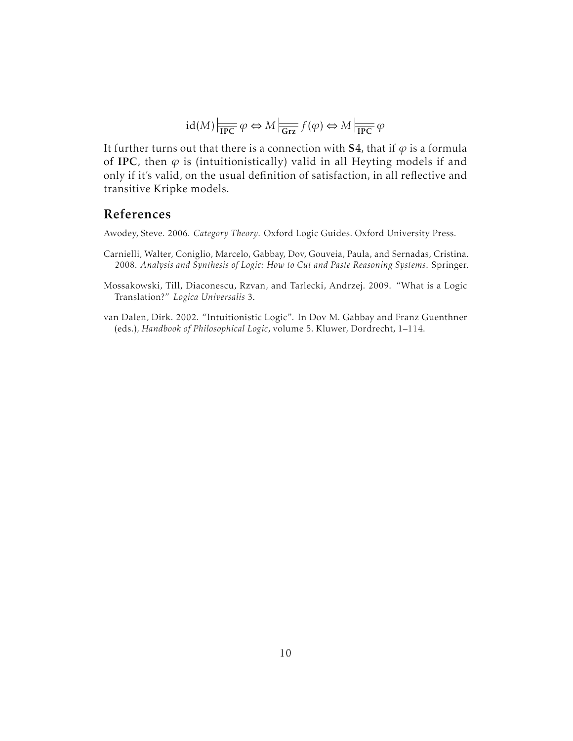$$\mathrm{id}(M) \models_{\mathbf{IPC}} \varphi \Leftrightarrow M \models_{\mathbf{Grz}} f(\varphi) \Leftrightarrow M \models_{\mathbf{IPC}} \varphi$$

It further turns out that there is a connection with **S4**, that if $\varphi$ is a formula of **IPC**, then $\varphi$ is (intuitionistically) valid in all Heyting models if and only if it's valid, on the usual definition of satisfaction, in all reflective and transitive Kripke models.

## References

Awodey, Steve. 2006. *Category Theory.* Oxford Logic Guides. Oxford University Press.

Carnielli, Walter, Coniglio, Marcelo, Gabbay, Dov, Gouveia, Paula, and Sernadas, Cristina. 2008. *Analysis and Synthesis of Logic: How to Cut and Paste Reasoning Systems.* Springer.

Mossakowski, Till, Diaconescu, Rzvan, and Tarlecki, Andrzej. 2009. "What is a Logic Translation?" *Logica Universalis* 3.

van Dalen, Dirk. 2002. "Intuitionistic Logic". In Dov M. Gabbay and Franz Guenthner (eds.), *Handbook of Philosophical Logic*, volume 5. Kluwer, Dordrecht, 1–114.